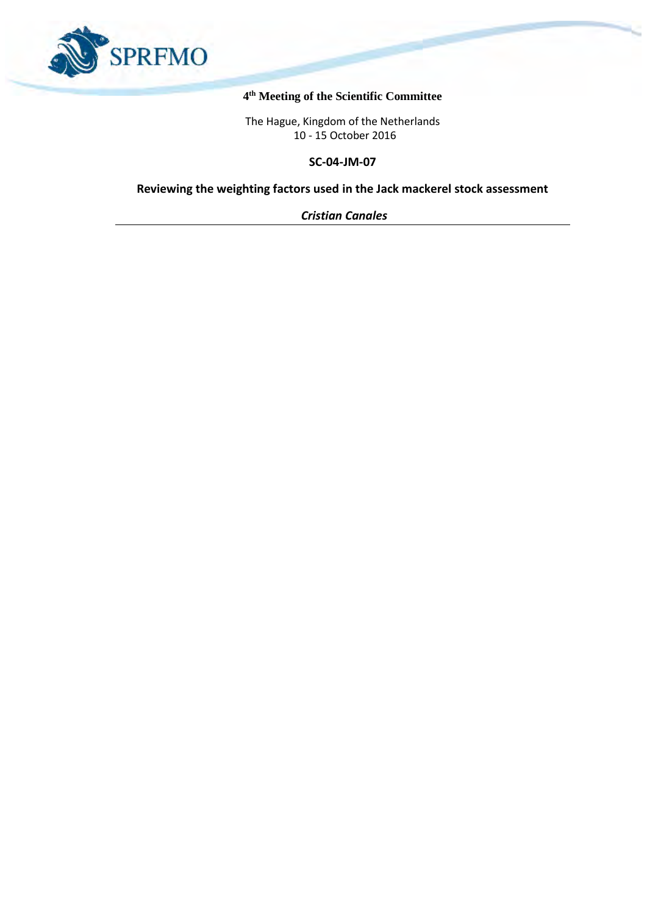**4th Meeting of the Scientific Committee**

The Hague, Kingdom of the Netherlands
10 - 15 October 2016

**SC-04-JM-07**

# Reviewing the weighting factors used in the Jack mackerel stock assessment

***Cristian Canales***

---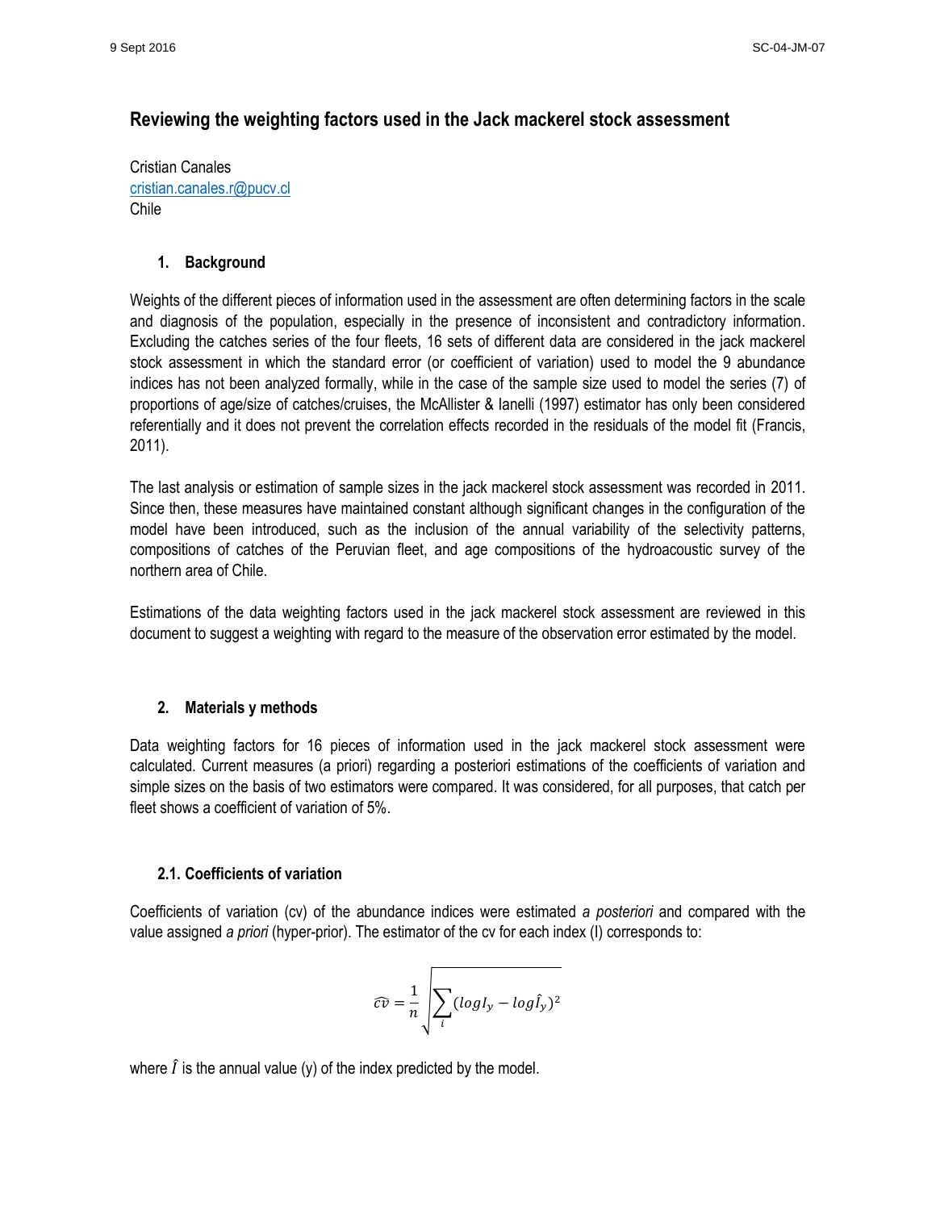# Reviewing the weighting factors used in the Jack mackerel stock assessment

Cristian Canales
cristian.canales.r@pucv.cl
Chile

## 1. Background

Weights of the different pieces of information used in the assessment are often determining factors in the scale and diagnosis of the population, especially in the presence of inconsistent and contradictory information. Excluding the catches series of the four fleets, 16 sets of different data are considered in the jack mackerel stock assessment in which the standard error (or coefficient of variation) used to model the 9 abundance indices has not been analyzed formally, while in the case of the sample size used to model the series (7) of proportions of age/size of catches/cruises, the McAllister & Ianelli (1997) estimator has only been considered referentially and it does not prevent the correlation effects recorded in the residuals of the model fit (Francis, 2011).

The last analysis or estimation of sample sizes in the jack mackerel stock assessment was recorded in 2011. Since then, these measures have maintained constant although significant changes in the configuration of the model have been introduced, such as the inclusion of the annual variability of the selectivity patterns, compositions of catches of the Peruvian fleet, and age compositions of the hydroacoustic survey of the northern area of Chile.

Estimations of the data weighting factors used in the jack mackerel stock assessment are reviewed in this document to suggest a weighting with regard to the measure of the observation error estimated by the model.

## 2. Materials y methods

Data weighting factors for 16 pieces of information used in the jack mackerel stock assessment were calculated. Current measures (a priori) regarding a posteriori estimations of the coefficients of variation and simple sizes on the basis of two estimators were compared. It was considered, for all purposes, that catch per fleet shows a coefficient of variation of 5%.

### 2.1. Coefficients of variation

Coefficients of variation (cv) of the abundance indices were estimated *a posteriori* and compared with the value assigned *a priori* (hyper-prior). The estimator of the cv for each index (I) corresponds to:

$$\widehat{cv} = \frac{1}{n}\sqrt{\sum_{i}(log I_y - log\hat{I}_y)^2}$$

where $\hat{I}$ is the annual value (y) of the index predicted by the model.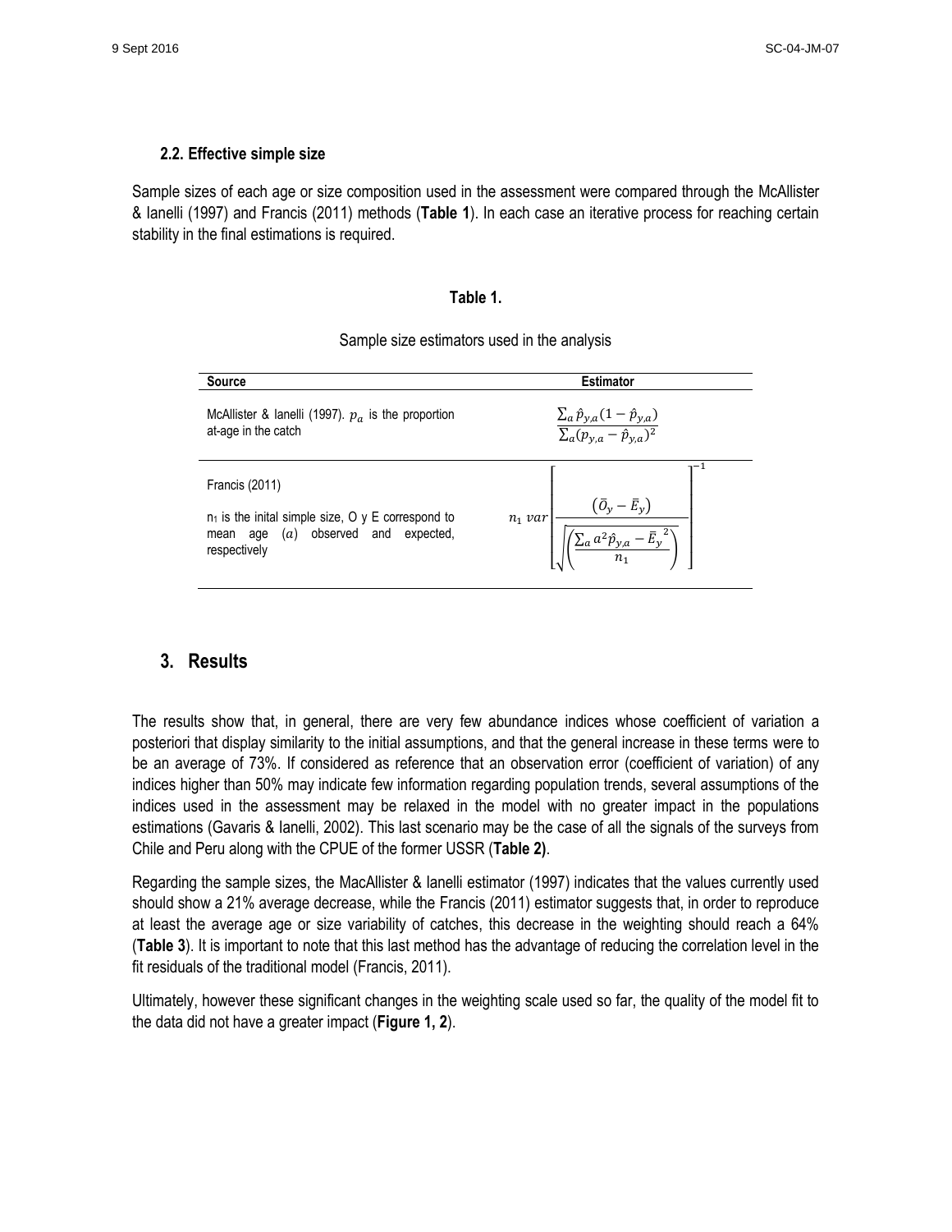### 2.2. Effective simple size

Sample sizes of each age or size composition used in the assessment were compared through the McAllister & Ianelli (1997) and Francis (2011) methods (**Table 1**). In each case an iterative process for reaching certain stability in the final estimations is required.

**Table 1.**

Sample size estimators used in the analysis

| Source | Estimator |
|---|---|
| McAllister & Ianelli (1997). $p_a$ is the proportion at-age in the catch | $\frac{\sum_a \hat{p}_{y,a}(1-\hat{p}_{y,a})}{\sum_a (p_{y,a}-\hat{p}_{y,a})^2}$ |
| Francis (2011)<br><br>$n_1$ is the inital simple size, O y E correspond to mean age $(a)$ observed and expected, respectively | $n_1\, var\left[\frac{(\bar{O}_y - \bar{E}_y)}{\sqrt{\left(\frac{\sum_a a^2 \hat{p}_{y,a} - \bar{E}_y^{\,2}}{n_1}\right)}}\right]^{-1}$ |

## 3. Results

The results show that, in general, there are very few abundance indices whose coefficient of variation a posteriori that display similarity to the initial assumptions, and that the general increase in these terms were to be an average of 73%. If considered as reference that an observation error (coefficient of variation) of any indices higher than 50% may indicate few information regarding population trends, several assumptions of the indices used in the assessment may be relaxed in the model with no greater impact in the populations estimations (Gavaris & Ianelli, 2002). This last scenario may be the case of all the signals of the surveys from Chile and Peru along with the CPUE of the former USSR (**Table 2)**.

Regarding the sample sizes, the MacAllister & Ianelli estimator (1997) indicates that the values currently used should show a 21% average decrease, while the Francis (2011) estimator suggests that, in order to reproduce at least the average age or size variability of catches, this decrease in the weighting should reach a 64% (**Table 3**). It is important to note that this last method has the advantage of reducing the correlation level in the fit residuals of the traditional model (Francis, 2011).

Ultimately, however these significant changes in the weighting scale used so far, the quality of the model fit to the data did not have a greater impact (**Figure 1, 2**).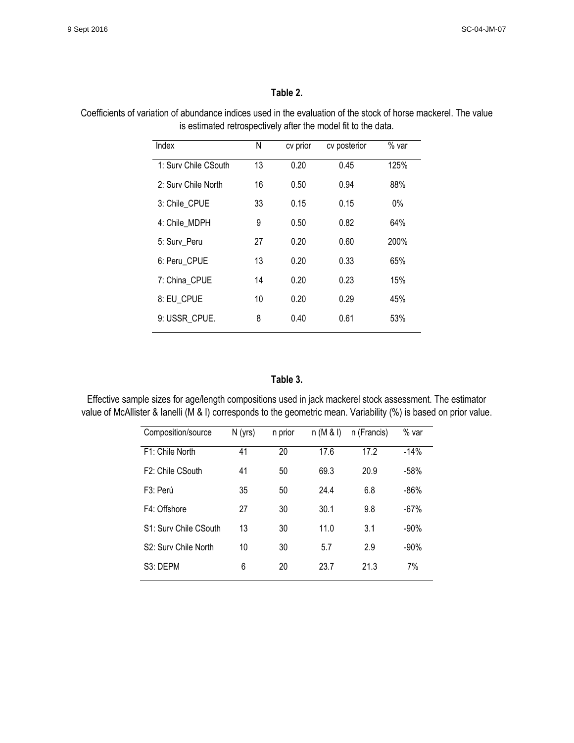**Table 2.**

Coefficients of variation of abundance indices used in the evaluation of the stock of horse mackerel. The value is estimated retrospectively after the model fit to the data.

| Index | N | cv prior | cv posterior | % var |
|---|---|---|---|---|
| 1: Surv Chile CSouth | 13 | 0.20 | 0.45 | 125% |
| 2: Surv Chile North | 16 | 0.50 | 0.94 | 88% |
| 3: Chile_CPUE | 33 | 0.15 | 0.15 | 0% |
| 4: Chile_MDPH | 9 | 0.50 | 0.82 | 64% |
| 5: Surv_Peru | 27 | 0.20 | 0.60 | 200% |
| 6: Peru_CPUE | 13 | 0.20 | 0.33 | 65% |
| 7: China_CPUE | 14 | 0.20 | 0.23 | 15% |
| 8: EU_CPUE | 10 | 0.20 | 0.29 | 45% |
| 9: USSR_CPUE. | 8 | 0.40 | 0.61 | 53% |

**Table 3.**

Effective sample sizes for age/length compositions used in jack mackerel stock assessment. The estimator value of McAllister & Ianelli (M & I) corresponds to the geometric mean. Variability (%) is based on prior value.

| Composition/source | N (yrs) | n prior | n (M & I) | n (Francis) | % var |
|---|---|---|---|---|---|
| F1: Chile North | 41 | 20 | 17.6 | 17.2 | -14% |
| F2: Chile CSouth | 41 | 50 | 69.3 | 20.9 | -58% |
| F3: Perú | 35 | 50 | 24.4 | 6.8 | -86% |
| F4: Offshore | 27 | 30 | 30.1 | 9.8 | -67% |
| S1: Surv Chile CSouth | 13 | 30 | 11.0 | 3.1 | -90% |
| S2: Surv Chile North | 10 | 30 | 5.7 | 2.9 | -90% |
| S3: DEPM | 6 | 20 | 23.7 | 21.3 | 7% |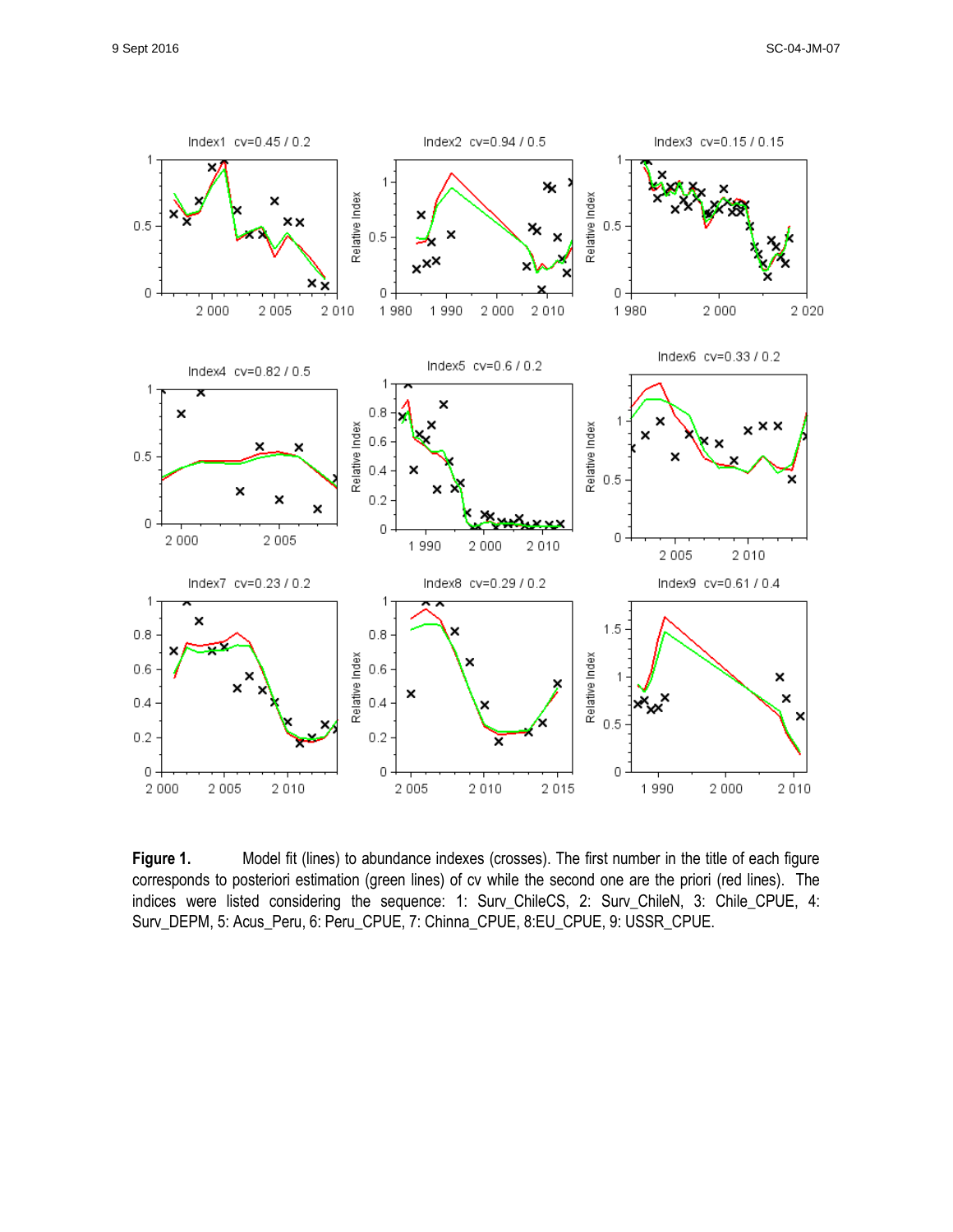**Figure 1.** Model fit (lines) to abundance indexes (crosses). The first number in the title of each figure corresponds to posteriori estimation (green lines) of cv while the second one are the priori (red lines). The indices were listed considering the sequence: 1: Surv_ChileCS, 2: Surv_ChileN, 3: Chile_CPUE, 4: Surv_DEPM, 5: Acus_Peru, 6: Peru_CPUE, 7: Chinna_CPUE, 8:EU_CPUE, 9: USSR_CPUE.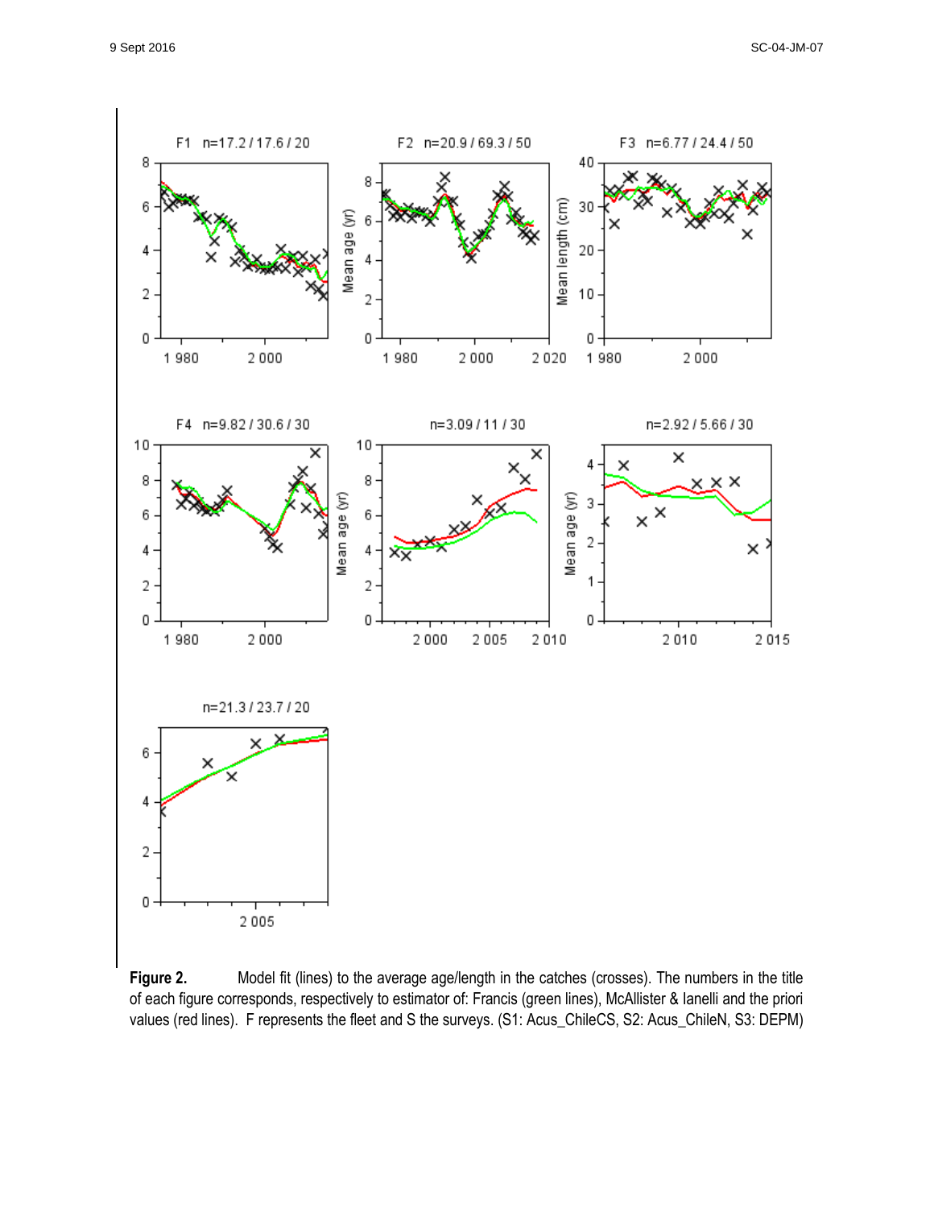**Figure 2.** Model fit (lines) to the average age/length in the catches (crosses). The numbers in the title of each figure corresponds, respectively to estimator of: Francis (green lines), McAllister & Ianelli and the priori values (red lines). F represents the fleet and S the surveys. (S1: Acus_ChileCS, S2: Acus_ChileN, S3: DEPM)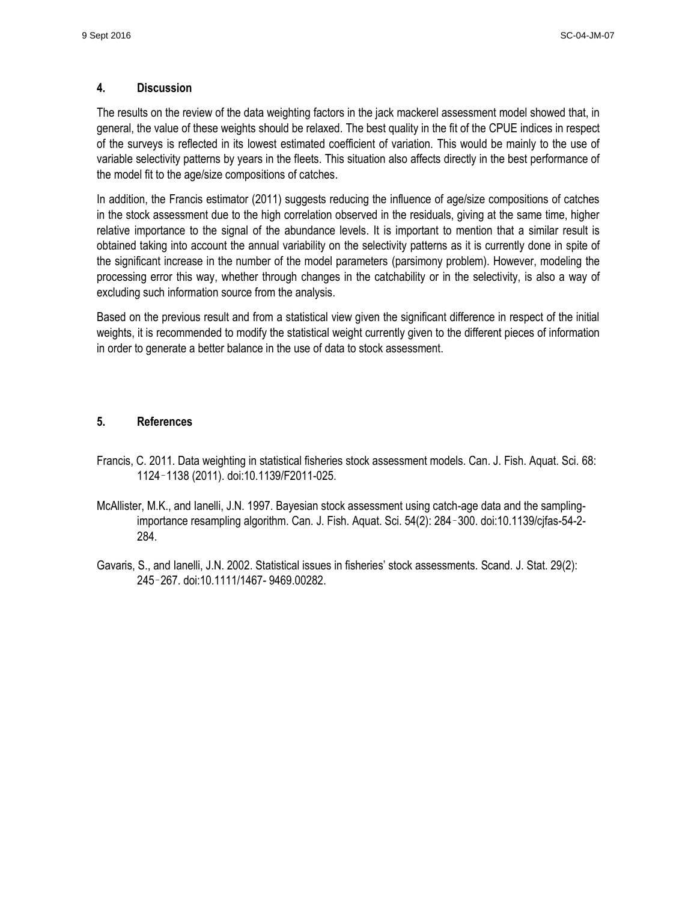## 4. Discussion

The results on the review of the data weighting factors in the jack mackerel assessment model showed that, in general, the value of these weights should be relaxed. The best quality in the fit of the CPUE indices in respect of the surveys is reflected in its lowest estimated coefficient of variation. This would be mainly to the use of variable selectivity patterns by years in the fleets. This situation also affects directly in the best performance of the model fit to the age/size compositions of catches.

In addition, the Francis estimator (2011) suggests reducing the influence of age/size compositions of catches in the stock assessment due to the high correlation observed in the residuals, giving at the same time, higher relative importance to the signal of the abundance levels. It is important to mention that a similar result is obtained taking into account the annual variability on the selectivity patterns as it is currently done in spite of the significant increase in the number of the model parameters (parsimony problem). However, modeling the processing error this way, whether through changes in the catchability or in the selectivity, is also a way of excluding such information source from the analysis.

Based on the previous result and from a statistical view given the significant difference in respect of the initial weights, it is recommended to modify the statistical weight currently given to the different pieces of information in order to generate a better balance in the use of data to stock assessment.

## 5. References

Francis, C. 2011. Data weighting in statistical fisheries stock assessment models. Can. J. Fish. Aquat. Sci. 68: 1124–1138 (2011). doi:10.1139/F2011-025.

McAllister, M.K., and Ianelli, J.N. 1997. Bayesian stock assessment using catch-age data and the sampling-importance resampling algorithm. Can. J. Fish. Aquat. Sci. 54(2): 284–300. doi:10.1139/cjfas-54-2-284.

Gavaris, S., and Ianelli, J.N. 2002. Statistical issues in fisheries' stock assessments. Scand. J. Stat. 29(2): 245–267. doi:10.1111/1467- 9469.00282.